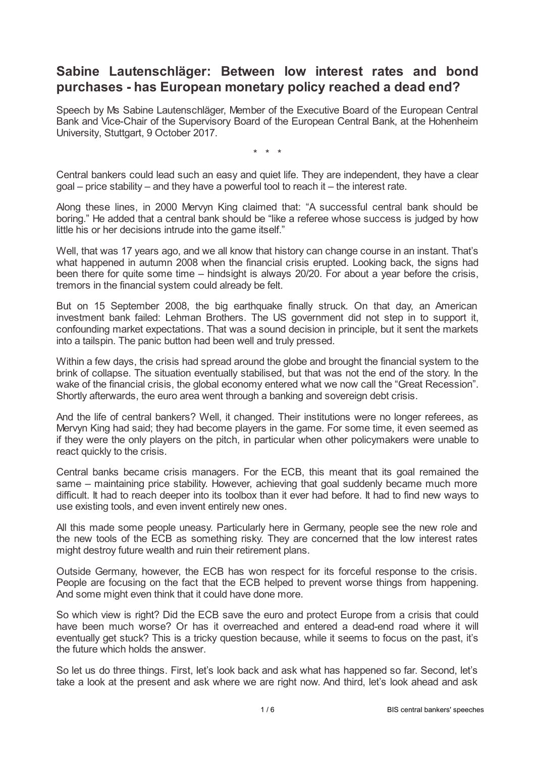# Sabine Lautenschläger: Between low interest rates and bond purchases - has European monetary policy reached a dead end?

Speech by Ms Sabine Lautenschläger, Member of the Executive Board of the European Central Bank and Vice-Chair of the Supervisory Board of the European Central Bank, at the Hohenheim University, Stuttgart, 9 October 2017.

\* \* \*

Central bankers could lead such an easy and quiet life. They are independent, they have a clear goal – price stability – and they have a powerful tool to reach it – the interest rate.

Along these lines, in 2000 Mervyn King claimed that: "A successful central bank should be boring." He added that a central bank should be "like a referee whose success is judged by how little his or her decisions intrude into the game itself."

Well, that was 17 years ago, and we all know that history can change course in an instant. That's what happened in autumn 2008 when the financial crisis erupted. Looking back, the signs had been there for quite some time – hindsight is always 20/20. For about a year before the crisis, tremors in the financial system could already be felt.

But on 15 September 2008, the big earthquake finally struck. On that day, an American investment bank failed: Lehman Brothers. The US government did not step in to support it, confounding market expectations. That was a sound decision in principle, but it sent the markets into a tailspin. The panic button had been well and truly pressed.

Within a few days, the crisis had spread around the globe and brought the financial system to the brink of collapse. The situation eventually stabilised, but that was not the end of the story. In the wake of the financial crisis, the global economy entered what we now call the "Great Recession". Shortly afterwards, the euro area went through a banking and sovereign debt crisis.

And the life of central bankers? Well, it changed. Their institutions were no longer referees, as Mervyn King had said; they had become players in the game. For some time, it even seemed as if they were the only players on the pitch, in particular when other policymakers were unable to react quickly to the crisis.

Central banks became crisis managers. For the ECB, this meant that its goal remained the same – maintaining price stability. However, achieving that goal suddenly became much more difficult. It had to reach deeper into its toolbox than it ever had before. It had to find new ways to use existing tools, and even invent entirely new ones.

All this made some people uneasy. Particularly here in Germany, people see the new role and the new tools of the ECB as something risky. They are concerned that the low interest rates might destroy future wealth and ruin their retirement plans.

Outside Germany, however, the ECB has won respect for its forceful response to the crisis. People are focusing on the fact that the ECB helped to prevent worse things from happening. And some might even think that it could have done more.

So which view is right? Did the ECB save the euro and protect Europe from a crisis that could have been much worse? Or has it overreached and entered a dead-end road where it will eventually get stuck? This is a tricky question because, while it seems to focus on the past, it's the future which holds the answer.

So let us do three things. First, let's look back and ask what has happened so far. Second, let's take a look at the present and ask where we are right now. And third, let's look ahead and ask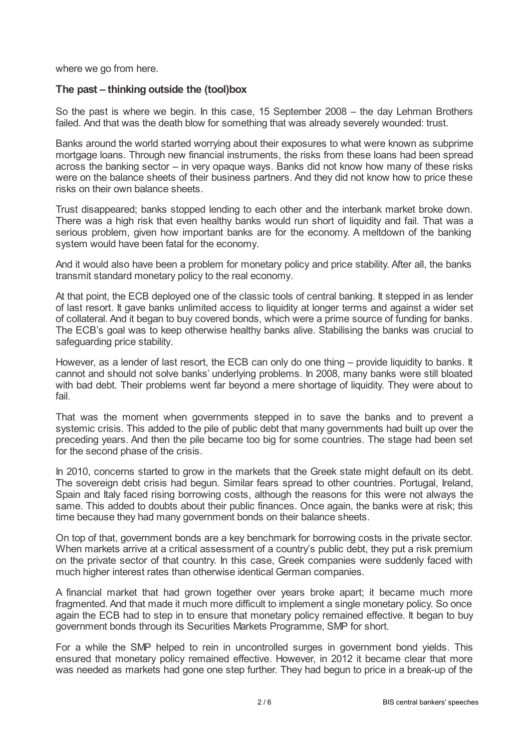where we go from here.

## The past – thinking outside the (tool)box

So the past is where we begin. In this case, 15 September 2008 – the day Lehman Brothers failed. And that was the death blow for something that was already severely wounded: trust.

Banks around the world started worrying about their exposures to what were known as subprime mortgage loans. Through new financial instruments, the risks from these loans had been spread across the banking sector – in very opaque ways. Banks did not know how many of these risks were on the balance sheets of their business partners. And they did not know how to price these risks on their own balance sheets.

Trust disappeared; banks stopped lending to each other and the interbank market broke down. There was a high risk that even healthy banks would run short of liquidity and fail. That was a serious problem, given how important banks are for the economy. A meltdown of the banking system would have been fatal for the economy.

And it would also have been a problem for monetary policy and price stability. After all, the banks transmit standard monetary policy to the real economy.

At that point, the ECB deployed one of the classic tools of central banking. It stepped in as lender of last resort. It gave banks unlimited access to liquidity at longer terms and against a wider set of collateral. And it began to buy covered bonds, which were a prime source of funding for banks. The ECB's goal was to keep otherwise healthy banks alive. Stabilising the banks was crucial to safeguarding price stability.

However, as a lender of last resort, the ECB can only do one thing – provide liquidity to banks. It cannot and should not solve banks' underlying problems. In 2008, many banks were still bloated with bad debt. Their problems went far beyond a mere shortage of liquidity. They were about to fail.

That was the moment when governments stepped in to save the banks and to prevent a systemic crisis. This added to the pile of public debt that many governments had built up over the preceding years. And then the pile became too big for some countries. The stage had been set for the second phase of the crisis.

In 2010, concerns started to grow in the markets that the Greek state might default on its debt. The sovereign debt crisis had begun. Similar fears spread to other countries. Portugal, Ireland, Spain and Italy faced rising borrowing costs, although the reasons for this were not always the same. This added to doubts about their public finances. Once again, the banks were at risk; this time because they had many government bonds on their balance sheets.

On top of that, government bonds are a key benchmark for borrowing costs in the private sector. When markets arrive at a critical assessment of a country's public debt, they put a risk premium on the private sector of that country. In this case, Greek companies were suddenly faced with much higher interest rates than otherwise identical German companies.

A financial market that had grown together over years broke apart; it became much more fragmented. And that made it much more difficult to implement a single monetary policy. So once again the ECB had to step in to ensure that monetary policy remained effective. It began to buy government bonds through its Securities Markets Programme, SMP for short.

For a while the SMP helped to rein in uncontrolled surges in government bond yields. This ensured that monetary policy remained effective. However, in 2012 it became clear that more was needed as markets had gone one step further. They had begun to price in a break-up of the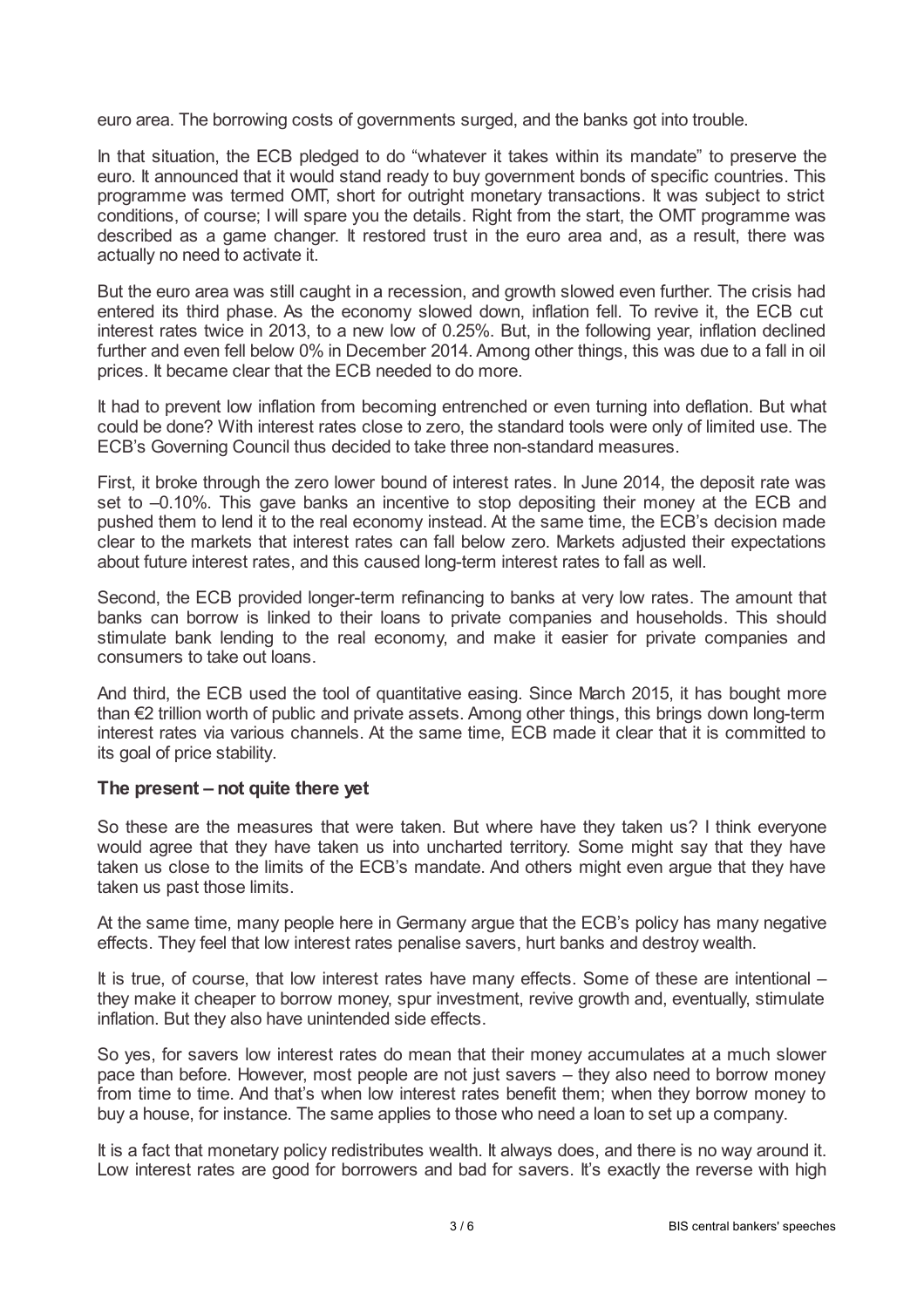euro area. The borrowing costs of governments surged, and the banks got into trouble.

In that situation, the ECB pledged to do "whatever it takes within its mandate" to preserve the euro. It announced that it would stand ready to buy government bonds of specific countries. This programme was termed OMT, short for outright monetary transactions. It was subject to strict conditions, of course; I will spare you the details. Right from the start, the OMT programme was described as a game changer. It restored trust in the euro area and, as a result, there was actually no need to activate it.

But the euro area was still caught in a recession, and growth slowed even further. The crisis had entered its third phase. As the economy slowed down, inflation fell. To revive it, the ECB cut interest rates twice in 2013, to a new low of 0.25%. But, in the following year, inflation declined further and even fell below 0% in December 2014. Among other things, this was due to a fall in oil prices. It became clear that the ECB needed to do more.

It had to prevent low inflation from becoming entrenched or even turning into deflation. But what could be done? With interest rates close to zero, the standard tools were only of limited use. The ECB's Governing Council thus decided to take three non-standard measures.

First, it broke through the zero lower bound of interest rates. In June 2014, the deposit rate was set to –0.10%. This gave banks an incentive to stop depositing their money at the ECB and pushed them to lend it to the real economy instead. At the same time, the ECB's decision made clear to the markets that interest rates can fall below zero. Markets adjusted their expectations about future interest rates, and this caused long-term interest rates to fall as well.

Second, the ECB provided longer-term refinancing to banks at very low rates. The amount that banks can borrow is linked to their loans to private companies and households. This should stimulate bank lending to the real economy, and make it easier for private companies and consumers to take out loans.

And third, the ECB used the tool of quantitative easing. Since March 2015, it has bought more than €2 trillion worth of public and private assets. Among other things, this brings down long-term interest rates via various channels. At the same time, ECB made it clear that it is committed to its goal of price stability.

### The present – not quite there yet

So these are the measures that were taken. But where have they taken us? I think everyone would agree that they have taken us into uncharted territory. Some might say that they have taken us close to the limits of the ECB's mandate. And others might even argue that they have taken us past those limits.

At the same time, many people here in Germany argue that the ECB's policy has many negative effects. They feel that low interest rates penalise savers, hurt banks and destroy wealth.

It is true, of course, that low interest rates have many effects. Some of these are intentional – they make it cheaper to borrow money, spur investment, revive growth and, eventually, stimulate inflation. But they also have unintended side effects.

So yes, for savers low interest rates do mean that their money accumulates at a much slower pace than before. However, most people are not just savers – they also need to borrow money from time to time. And that's when low interest rates benefit them; when they borrow money to buy a house, for instance. The same applies to those who need a loan to set up a company.

It is a fact that monetary policy redistributes wealth. It always does, and there is no way around it. Low interest rates are good for borrowers and bad for savers. It's exactly the reverse with high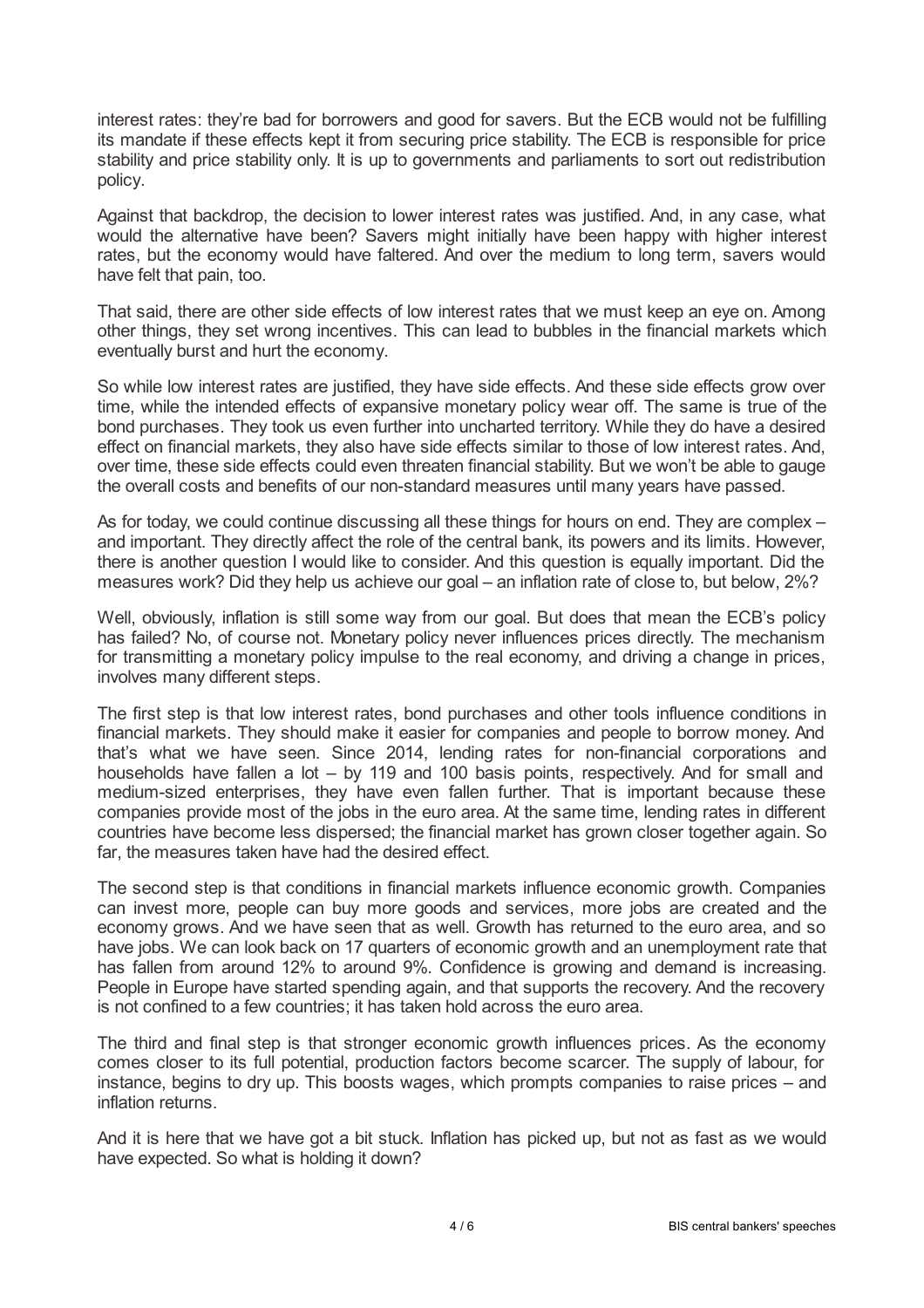interest rates: they're bad for borrowers and good for savers. But the ECB would not be fulfilling its mandate if these effects kept it from securing price stability. The ECB is responsible for price stability and price stability only. It is up to governments and parliaments to sort out redistribution policy.

Against that backdrop, the decision to lower interest rates was justified. And, in any case, what would the alternative have been? Savers might initially have been happy with higher interest rates, but the economy would have faltered. And over the medium to long term, savers would have felt that pain, too.

That said, there are other side effects of low interest rates that we must keep an eye on. Among other things, they set wrong incentives. This can lead to bubbles in the financial markets which eventually burst and hurt the economy.

So while low interest rates are justified, they have side effects. And these side effects grow over time, while the intended effects of expansive monetary policy wear off. The same is true of the bond purchases. They took us even further into uncharted territory. While they do have a desired effect on financial markets, they also have side effects similar to those of low interest rates. And, over time, these side effects could even threaten financial stability. But we won't be able to gauge the overall costs and benefits of our non-standard measures until many years have passed.

As for today, we could continue discussing all these things for hours on end. They are complex – and important. They directly affect the role of the central bank, its powers and its limits. However, there is another question I would like to consider. And this question is equally important. Did the measures work? Did they help us achieve our goal – an inflation rate of close to, but below, 2%?

Well, obviously, inflation is still some way from our goal. But does that mean the ECB's policy has failed? No, of course not. Monetary policy never influences prices directly. The mechanism for transmitting a monetary policy impulse to the real economy, and driving a change in prices, involves many different steps.

The first step is that low interest rates, bond purchases and other tools influence conditions in financial markets. They should make it easier for companies and people to borrow money. And that's what we have seen. Since 2014, lending rates for non-financial corporations and households have fallen a lot – by 119 and 100 basis points, respectively. And for small and medium-sized enterprises, they have even fallen further. That is important because these companies provide most of the jobs in the euro area. At the same time, lending rates in different countries have become less dispersed; the financial market has grown closer together again. So far, the measures taken have had the desired effect.

The second step is that conditions in financial markets influence economic growth. Companies can invest more, people can buy more goods and services, more jobs are created and the economy grows. And we have seen that as well. Growth has returned to the euro area, and so have jobs. We can look back on 17 quarters of economic growth and an unemployment rate that has fallen from around 12% to around 9%. Confidence is growing and demand is increasing. People in Europe have started spending again, and that supports the recovery. And the recovery is not confined to a few countries; it has taken hold across the euro area.

The third and final step is that stronger economic growth influences prices. As the economy comes closer to its full potential, production factors become scarcer. The supply of labour, for instance, begins to dry up. This boosts wages, which prompts companies to raise prices – and inflation returns.

And it is here that we have got a bit stuck. Inflation has picked up, but not as fast as we would have expected. So what is holding it down?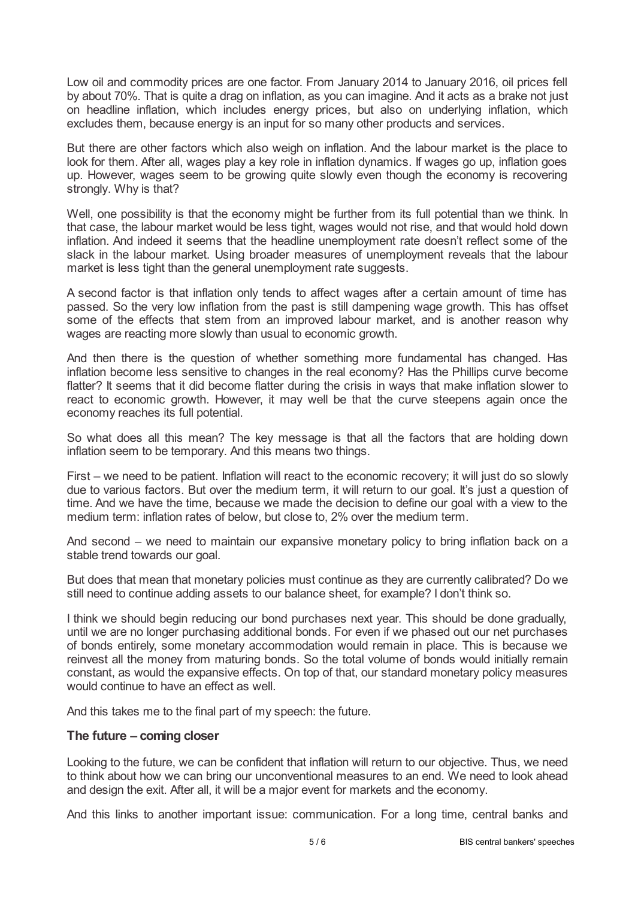Low oil and commodity prices are one factor. From January 2014 to January 2016, oil prices fell by about 70%. That is quite a drag on inflation, as you can imagine. And it acts as a brake not just on headline inflation, which includes energy prices, but also on underlying inflation, which excludes them, because energy is an input for so many other products and services.

But there are other factors which also weigh on inflation. And the labour market is the place to look for them. After all, wages play a key role in inflation dynamics. If wages go up, inflation goes up. However, wages seem to be growing quite slowly even though the economy is recovering strongly. Why is that?

Well, one possibility is that the economy might be further from its full potential than we think. In that case, the labour market would be less tight, wages would not rise, and that would hold down inflation. And indeed it seems that the headline unemployment rate doesn't reflect some of the slack in the labour market. Using broader measures of unemployment reveals that the labour market is less tight than the general unemployment rate suggests.

A second factor is that inflation only tends to affect wages after a certain amount of time has passed. So the very low inflation from the past is still dampening wage growth. This has offset some of the effects that stem from an improved labour market, and is another reason why wages are reacting more slowly than usual to economic growth.

And then there is the question of whether something more fundamental has changed. Has inflation become less sensitive to changes in the real economy? Has the Phillips curve become flatter? It seems that it did become flatter during the crisis in ways that make inflation slower to react to economic growth. However, it may well be that the curve steepens again once the economy reaches its full potential.

So what does all this mean? The key message is that all the factors that are holding down inflation seem to be temporary. And this means two things.

First – we need to be patient. Inflation will react to the economic recovery; it will just do so slowly due to various factors. But over the medium term, it will return to our goal. It's just a question of time. And we have the time, because we made the decision to define our goal with a view to the medium term: inflation rates of below, but close to, 2% over the medium term.

And second – we need to maintain our expansive monetary policy to bring inflation back on a stable trend towards our goal.

But does that mean that monetary policies must continue as they are currently calibrated? Do we still need to continue adding assets to our balance sheet, for example? I don't think so.

I think we should begin reducing our bond purchases next year. This should be done gradually, until we are no longer purchasing additional bonds. For even if we phased out our net purchases of bonds entirely, some monetary accommodation would remain in place. This is because we reinvest all the money from maturing bonds. So the total volume of bonds would initially remain constant, as would the expansive effects. On top of that, our standard monetary policy measures would continue to have an effect as well.

And this takes me to the final part of my speech: the future.

## The future – coming closer

Looking to the future, we can be confident that inflation will return to our objective. Thus, we need to think about how we can bring our unconventional measures to an end. We need to look ahead and design the exit. After all, it will be a major event for markets and the economy.

And this links to another important issue: communication. For a long time, central banks and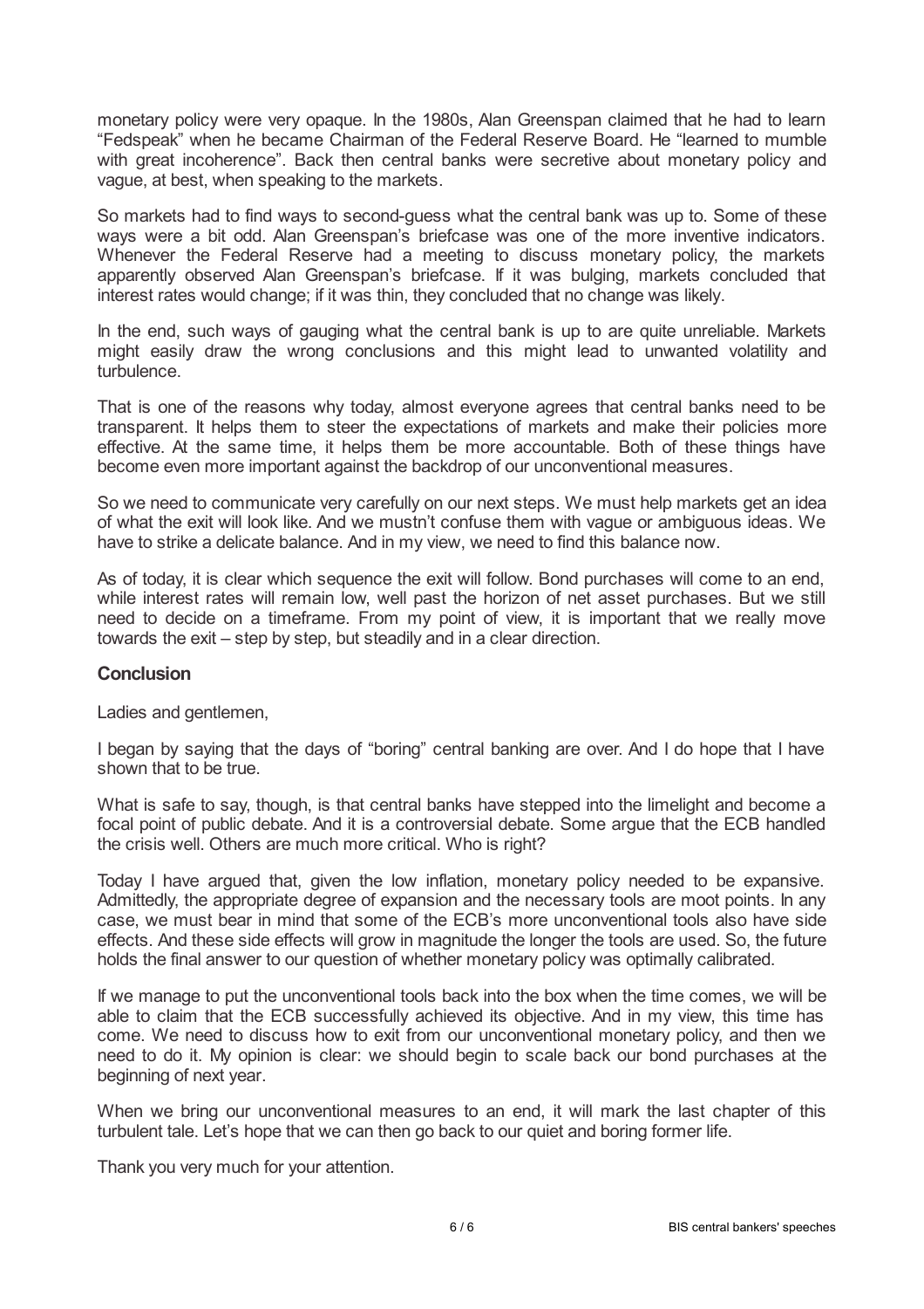monetary policy were very opaque. In the 1980s, Alan Greenspan claimed that he had to learn "Fedspeak" when he became Chairman of the Federal Reserve Board. He "learned to mumble with great incoherence". Back then central banks were secretive about monetary policy and vague, at best, when speaking to the markets.

So markets had to find ways to second-guess what the central bank was up to. Some of these ways were a bit odd. Alan Greenspan's briefcase was one of the more inventive indicators. Whenever the Federal Reserve had a meeting to discuss monetary policy, the markets apparently observed Alan Greenspan's briefcase. If it was bulging, markets concluded that interest rates would change; if it was thin, they concluded that no change was likely.

In the end, such ways of gauging what the central bank is up to are quite unreliable. Markets might easily draw the wrong conclusions and this might lead to unwanted volatility and turbulence.

That is one of the reasons why today, almost everyone agrees that central banks need to be transparent. It helps them to steer the expectations of markets and make their policies more effective. At the same time, it helps them be more accountable. Both of these things have become even more important against the backdrop of our unconventional measures.

So we need to communicate very carefully on our next steps. We must help markets get an idea of what the exit will look like. And we mustn't confuse them with vague or ambiguous ideas. We have to strike a delicate balance. And in my view, we need to find this balance now.

As of today, it is clear which sequence the exit will follow. Bond purchases will come to an end, while interest rates will remain low, well past the horizon of net asset purchases. But we still need to decide on a timeframe. From my point of view, it is important that we really move towards the exit – step by step, but steadily and in a clear direction.

### Conclusion

Ladies and gentlemen,

I began by saying that the days of "boring" central banking are over. And I do hope that I have shown that to be true.

What is safe to say, though, is that central banks have stepped into the limelight and become a focal point of public debate. And it is a controversial debate. Some argue that the ECB handled the crisis well. Others are much more critical. Who is right?

Today I have argued that, given the low inflation, monetary policy needed to be expansive. Admittedly, the appropriate degree of expansion and the necessary tools are moot points. In any case, we must bear in mind that some of the ECB's more unconventional tools also have side effects. And these side effects will grow in magnitude the longer the tools are used. So, the future holds the final answer to our question of whether monetary policy was optimally calibrated.

If we manage to put the unconventional tools back into the box when the time comes, we will be able to claim that the ECB successfully achieved its objective. And in my view, this time has come. We need to discuss how to exit from our unconventional monetary policy, and then we need to do it. My opinion is clear: we should begin to scale back our bond purchases at the beginning of next year.

When we bring our unconventional measures to an end, it will mark the last chapter of this turbulent tale. Let's hope that we can then go back to our quiet and boring former life.

Thank you very much for your attention.